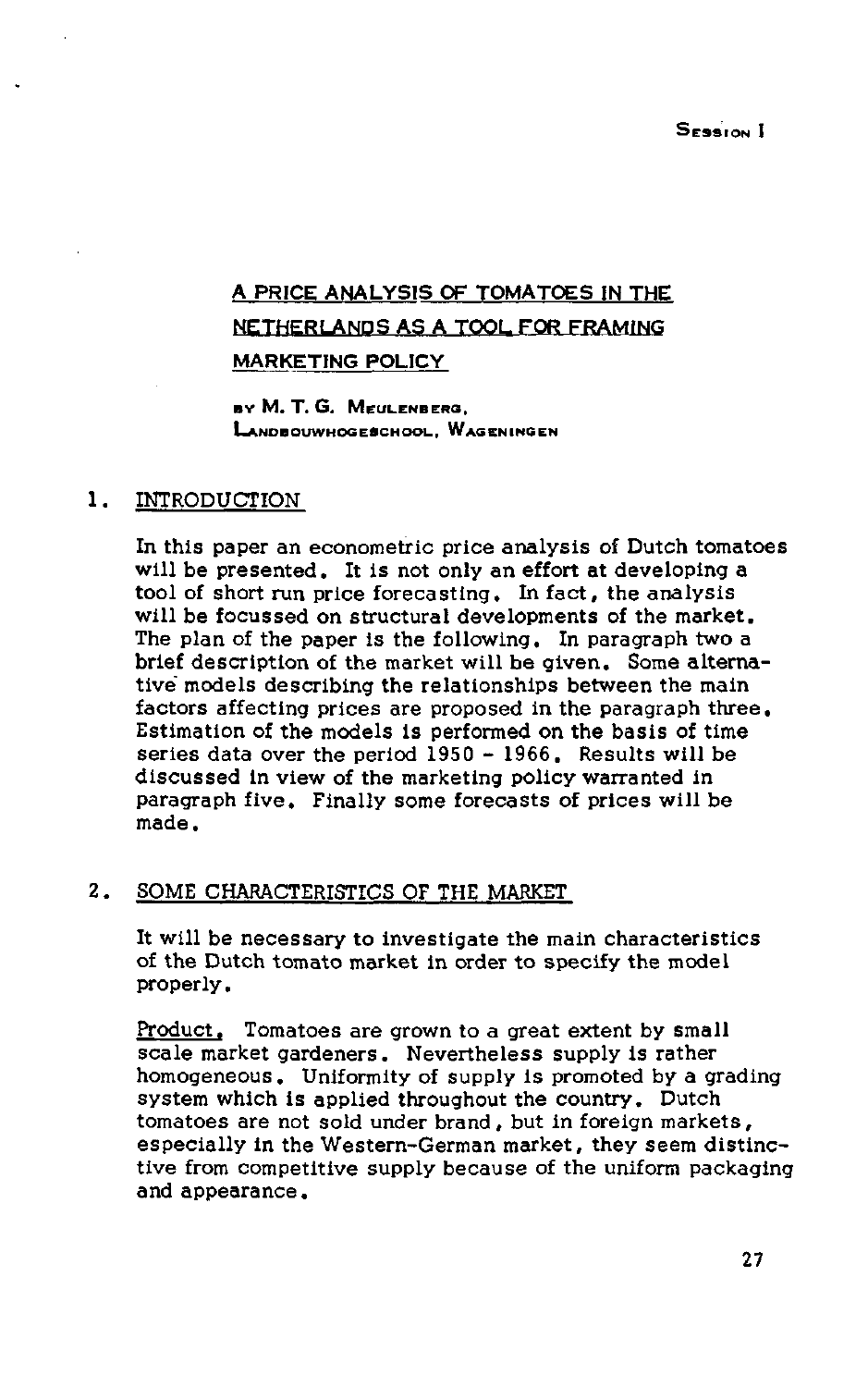# A PRICE ANALYSIS OF TOMATOES IN THE NETHERLANDS AS A TOOL FOR FRAMING MARKETING POLICY

BY M. T. G. MEULENBERG,
LANDBOUWHOGESCHOOL, WAGENINGEN

## 1. INTRODUCTION

In this paper an econometric price analysis of Dutch tomatoes will be presented. It is not only an effort at developing a tool of short run price forecasting. In fact, the analysis will be focussed on structural developments of the market. The plan of the paper is the following. In paragraph two a brief description of the market will be given. Some alternative models describing the relationships between the main factors affecting prices are proposed in the paragraph three. Estimation of the models is performed on the basis of time series data over the period 1950 - 1966. Results will be discussed in view of the marketing policy warranted in paragraph five. Finally some forecasts of prices will be made.

## 2. SOME CHARACTERISTICS OF THE MARKET

It will be necessary to investigate the main characteristics of the Dutch tomato market in order to specify the model properly.

Product. Tomatoes are grown to a great extent by small scale market gardeners. Nevertheless supply is rather homogeneous. Uniformity of supply is promoted by a grading system which is applied throughout the country. Dutch tomatoes are not sold under brand, but in foreign markets, especially in the Western-German market, they seem distinctive from competitive supply because of the uniform packaging and appearance.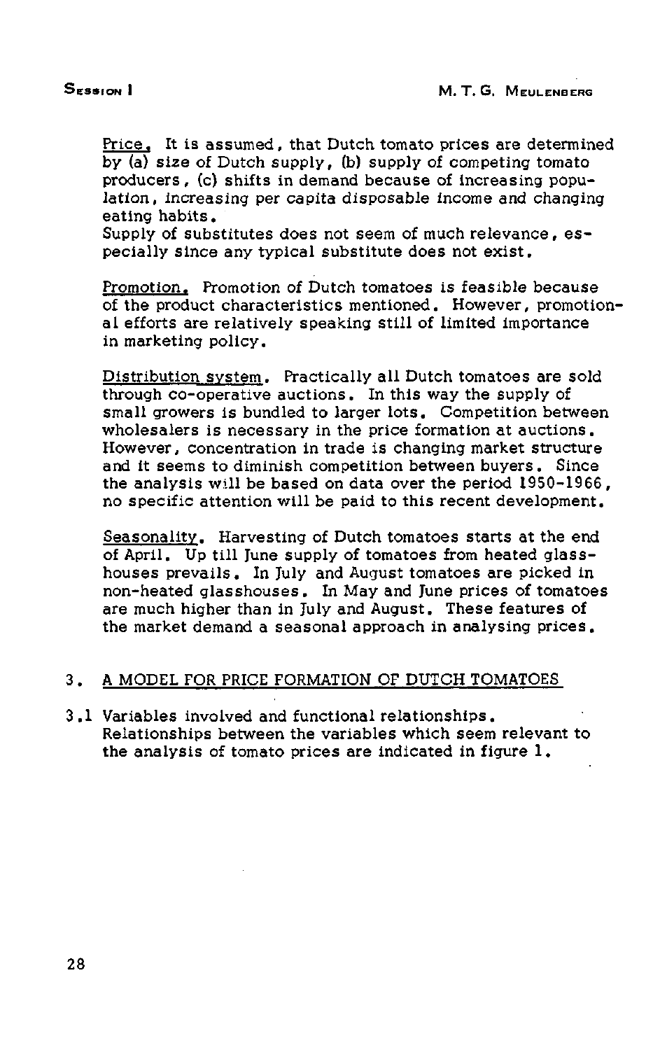Price. It is assumed, that Dutch tomato prices are determined by (a) size of Dutch supply, (b) supply of competing tomato producers, (c) shifts in demand because of increasing population, increasing per capita disposable income and changing eating habits.
Supply of substitutes does not seem of much relevance, especially since any typical substitute does not exist.

Promotion. Promotion of Dutch tomatoes is feasible because of the product characteristics mentioned. However, promotional efforts are relatively speaking still of limited importance in marketing policy.

Distribution system. Practically all Dutch tomatoes are sold through co-operative auctions. In this way the supply of small growers is bundled to larger lots. Competition between wholesalers is necessary in the price formation at auctions. However, concentration in trade is changing market structure and it seems to diminish competition between buyers. Since the analysis will be based on data over the period 1950-1966, no specific attention will be paid to this recent development.

Seasonality. Harvesting of Dutch tomatoes starts at the end of April. Up till June supply of tomatoes from heated glasshouses prevails. In July and August tomatoes are picked in non-heated glasshouses. In May and June prices of tomatoes are much higher than in July and August. These features of the market demand a seasonal approach in analysing prices.

## 3. A MODEL FOR PRICE FORMATION OF DUTCH TOMATOES

### 3.1 Variables involved and functional relationships.

Relationships between the variables which seem relevant to the analysis of tomato prices are indicated in figure 1.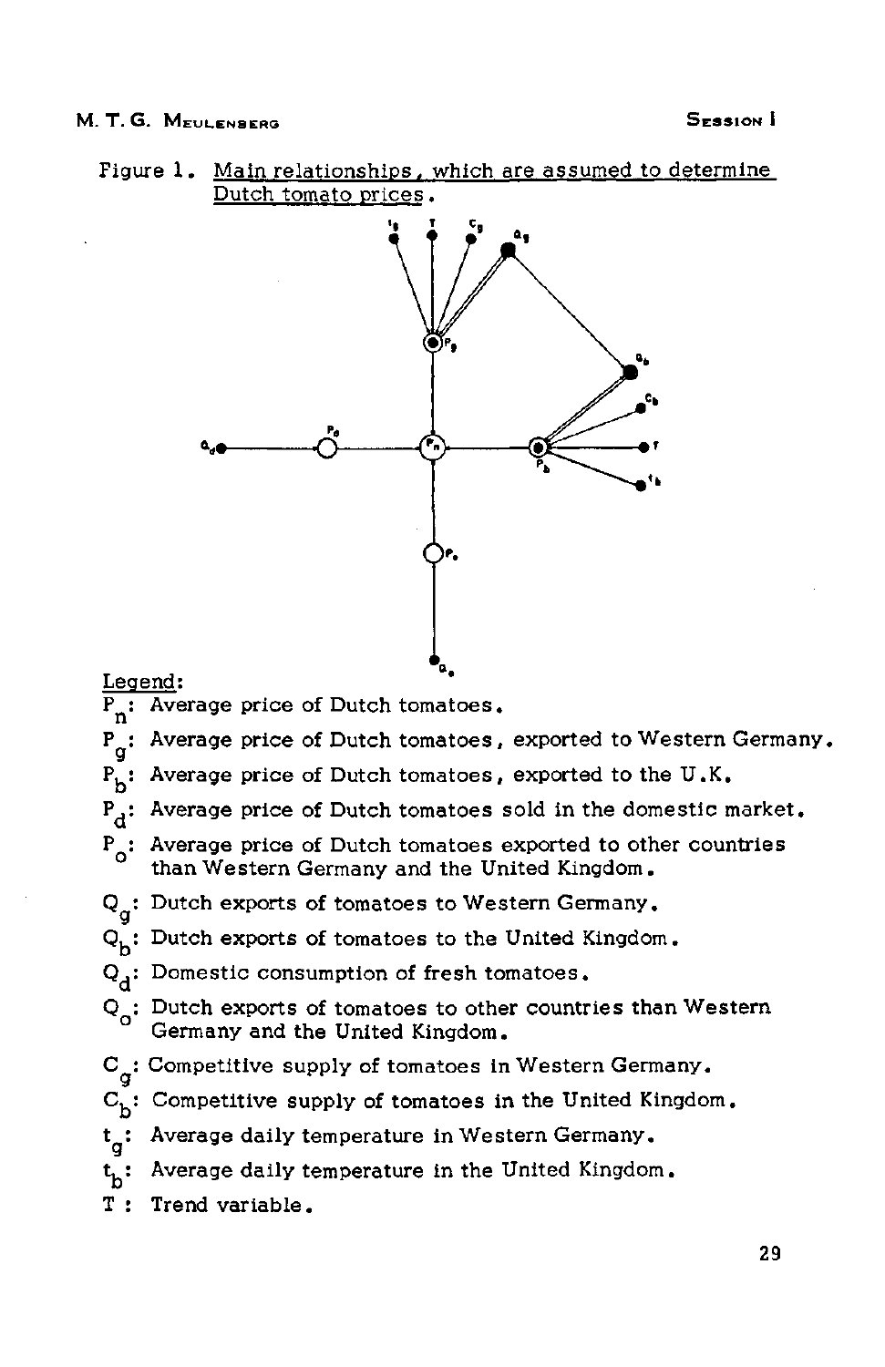Figure 1. Main relationships, which are assumed to determine Dutch tomato prices.

$t_g$ T $C_g$ $Q_g$

$P_g$

$Q_b$

$C_b$

$Q_d$ $P_d$ $P_n$ $P_b$ T

$t_b$

$P_o$

$Q_o$

Legend:

$P_n$: Average price of Dutch tomatoes.

$P_g$: Average price of Dutch tomatoes, exported to Western Germany.

$P_b$: Average price of Dutch tomatoes, exported to the U.K.

$P_d$: Average price of Dutch tomatoes sold in the domestic market.

$P_o$: Average price of Dutch tomatoes exported to other countries than Western Germany and the United Kingdom.

$Q_g$: Dutch exports of tomatoes to Western Germany.

$Q_b$: Dutch exports of tomatoes to the United Kingdom.

$Q_d$: Domestic consumption of fresh tomatoes.

$Q_o$: Dutch exports of tomatoes to other countries than Western Germany and the United Kingdom.

$C_g$: Competitive supply of tomatoes in Western Germany.

$C_b$: Competitive supply of tomatoes in the United Kingdom.

$t_g$: Average daily temperature in Western Germany.

$t_b$: Average daily temperature in the United Kingdom.

T : Trend variable.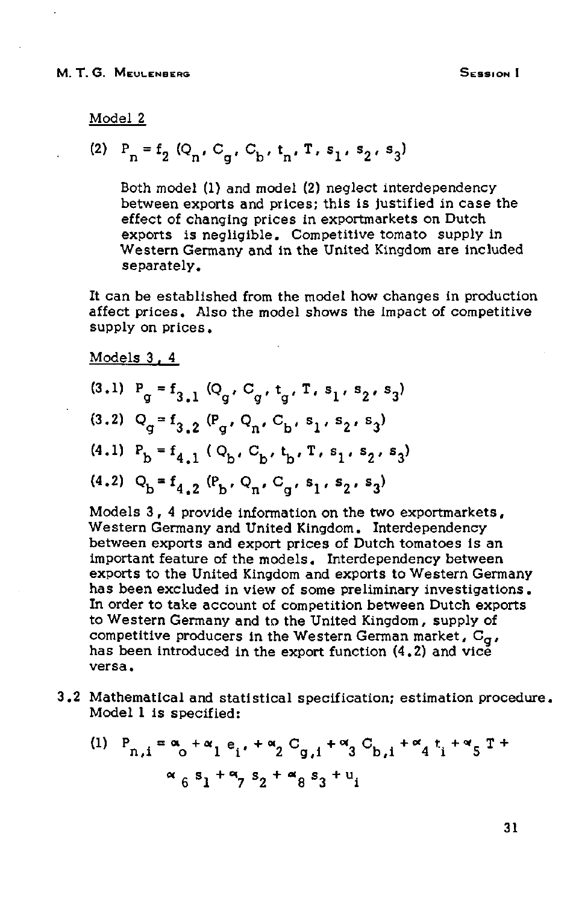Model 2

$$(2) \quad P_n = f_2 (Q_n, C_g, C_b, t_n, T, s_1, s_2, s_3)$$

Both model (1) and model (2) neglect interdependency between exports and prices; this is justified in case the effect of changing prices in exportmarkets on Dutch exports is negligible. Competitive tomato supply in Western Germany and in the United Kingdom are included separately.

It can be established from the model how changes in production affect prices. Also the model shows the impact of competitive supply on prices.

Models 3, 4

$$(3.1) \quad P_g = f_{3.1} (Q_g, C_g, t_g, T, s_1, s_2, s_3)$$

$$(3.2) \quad Q_g = f_{3.2} (P_g, Q_n, C_b, s_1, s_2, s_3)$$

$$(4.1) \quad P_b = f_{4.1} (Q_b, C_b, t_b, T, s_1, s_2, s_3)$$

$$(4.2) \quad Q_b = f_{4.2} (P_b, Q_n, C_g, s_1, s_2, s_3)$$

Models 3, 4 provide information on the two exportmarkets, Western Germany and United Kingdom. Interdependency between exports and export prices of Dutch tomatoes is an important feature of the models. Interdependency between exports to the United Kingdom and exports to Western Germany has been excluded in view of some preliminary investigations. In order to take account of competition between Dutch exports to Western Germany and to the United Kingdom, supply of competitive producers in the Western German market, $C_g$, has been introduced in the export function (4.2) and vice versa.

3.2 Mathematical and statistical specification; estimation procedure. Model 1 is specified:

$$(1) \quad P_{n,i} = \alpha_0 + \alpha_1 e_i, + \alpha_2 C_{g,i} + \alpha_3 C_{b,i} + \alpha_4 t_i + \alpha_5 T + \alpha_6 s_1 + \alpha_7 s_2 + \alpha_8 s_3 + u_i$$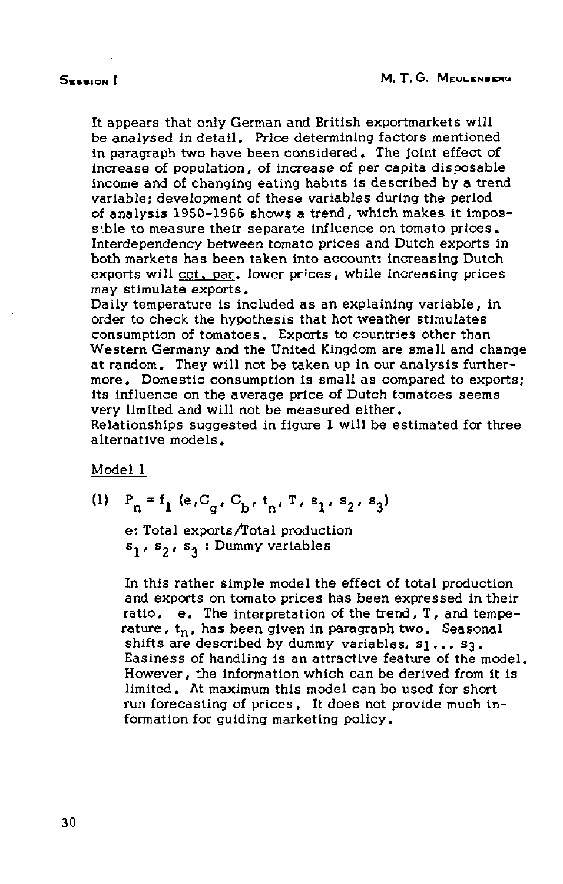It appears that only German and British exportmarkets will be analysed in detail. Price determining factors mentioned in paragraph two have been considered. The joint effect of increase of population, of increase of per capita disposable income and of changing eating habits is described by a trend variable; development of these variables during the period of analysis 1950-1966 shows a trend, which makes it impossible to measure their separate influence on tomato prices. Interdependency between tomato prices and Dutch exports in both markets has been taken into account: increasing Dutch exports will cet. par. lower prices, while increasing prices may stimulate exports.
Daily temperature is included as an explaining variable, in order to check the hypothesis that hot weather stimulates consumption of tomatoes. Exports to countries other than Western Germany and the United Kingdom are small and change at random. They will not be taken up in our analysis furthermore. Domestic consumption is small as compared to exports; its influence on the average price of Dutch tomatoes seems very limited and will not be measured either.
Relationships suggested in figure 1 will be estimated for three alternative models.

Model 1

(1) $P_n = f_1 (e, C_g, C_b, t_n, T, s_1, s_2, s_3)$

e: Total exports/Total production
$s_1, s_2, s_3$ : Dummy variables

In this rather simple model the effect of total production and exports on tomato prices has been expressed in their ratio, e. The interpretation of the trend, T, and temperature, $t_n$, has been given in paragraph two. Seasonal shifts are described by dummy variables, $s_1 \ldots s_3$. Easiness of handling is an attractive feature of the model. However, the information which can be derived from it is limited. At maximum this model can be used for short run forecasting of prices. It does not provide much information for guiding marketing policy.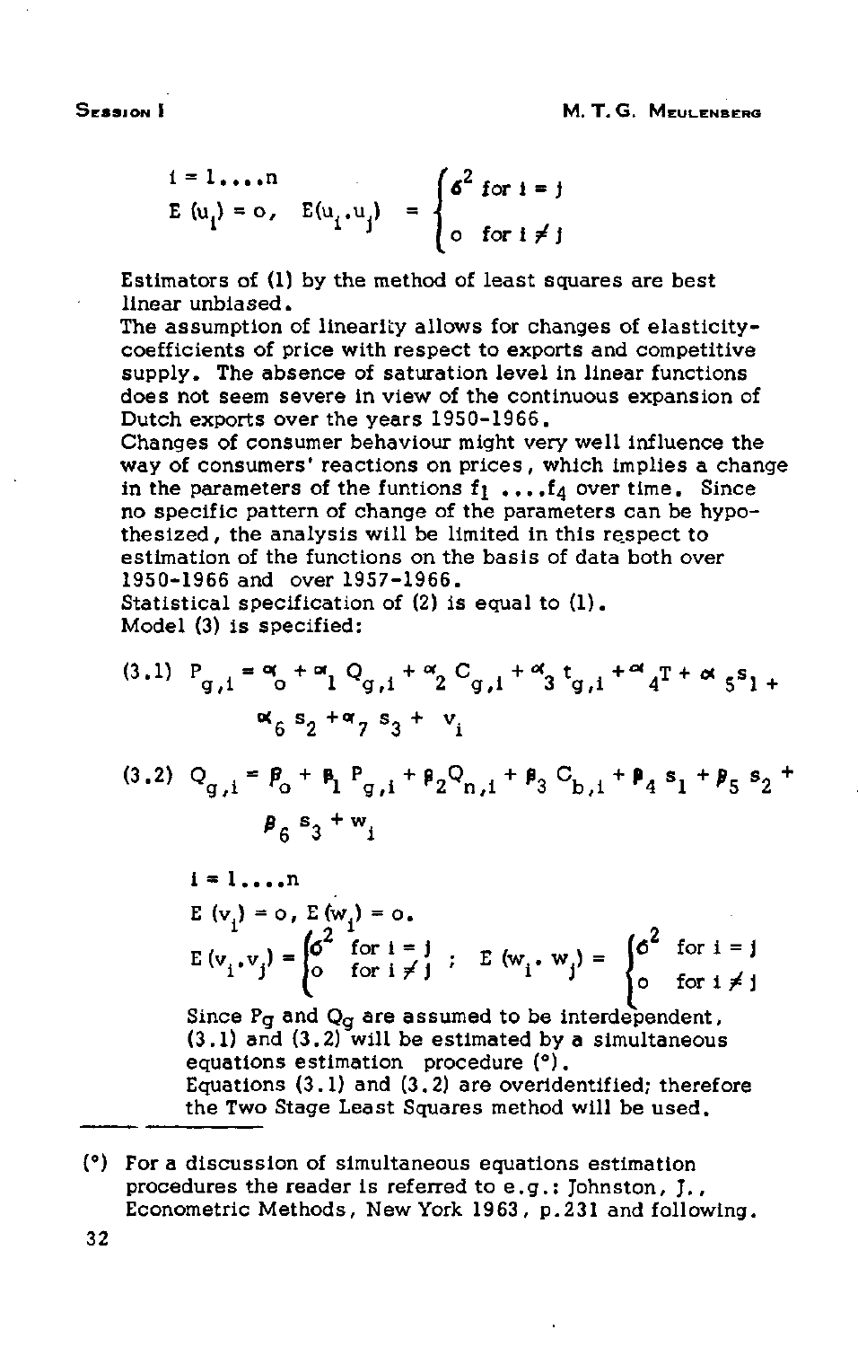$$i = 1, \ldots, n$$

$$E(u_i) = o, \quad E(u_i . u_j) = \begin{cases} \sigma^2 & \text{for } i = j \\ o & \text{for } i \neq j \end{cases}$$

Estimators of (1) by the method of least squares are best linear unbiased.

The assumption of linearity allows for changes of elasticity-coefficients of price with respect to exports and competitive supply. The absence of saturation level in linear functions does not seem severe in view of the continuous expansion of Dutch exports over the years 1950-1966.

Changes of consumer behaviour might very well influence the way of consumers' reactions on prices, which implies a change in the parameters of the funtions $f_1 \ldots . f_4$ over time. Since no specific pattern of change of the parameters can be hypothesized, the analysis will be limited in this respect to estimation of the functions on the basis of data both over 1950-1966 and over 1957-1966.

Statistical specification of (2) is equal to (1).

Model (3) is specified:

$$(3.1) \quad P_{g,i} = \alpha_o + \alpha_1 Q_{g,i} + \alpha_2 C_{g,i} + \alpha_3 t_{g,i} + \alpha_4 T + \alpha_5 s_1 + \alpha_6 s_2 + \alpha_7 s_3 + v_i$$

$$(3.2) \quad Q_{g,i} = \beta_o + \beta_1 P_{g,i} + \beta_2 Q_{n,i} + \beta_3 C_{b,i} + \beta_4 s_1 + \beta_5 s_2 + \beta_6 s_3 + w_i$$

$$i = 1 \ldots . n$$

$$E(v_i) = o, \; E(w_i) = o.$$

$$E(v_i . v_j) = \begin{cases} \sigma^2 & \text{for } i = j \\ o & \text{for } i \neq j \end{cases} ; \quad E(w_i . w_j) = \begin{cases} \sigma^2 & \text{for } i = j \\ o & \text{for } i \neq j \end{cases}$$

Since $P_g$ and $Q_g$ are assumed to be interdependent, (3.1) and (3.2) will be estimated by a simultaneous equations estimation procedure (°).

Equations (3.1) and (3.2) are overidentified; therefore the Two Stage Least Squares method will be used.

---

(°) For a discussion of simultaneous equations estimation procedures the reader is referred to e.g.: Johnston, J., Econometric Methods, New York 1963, p.231 and following.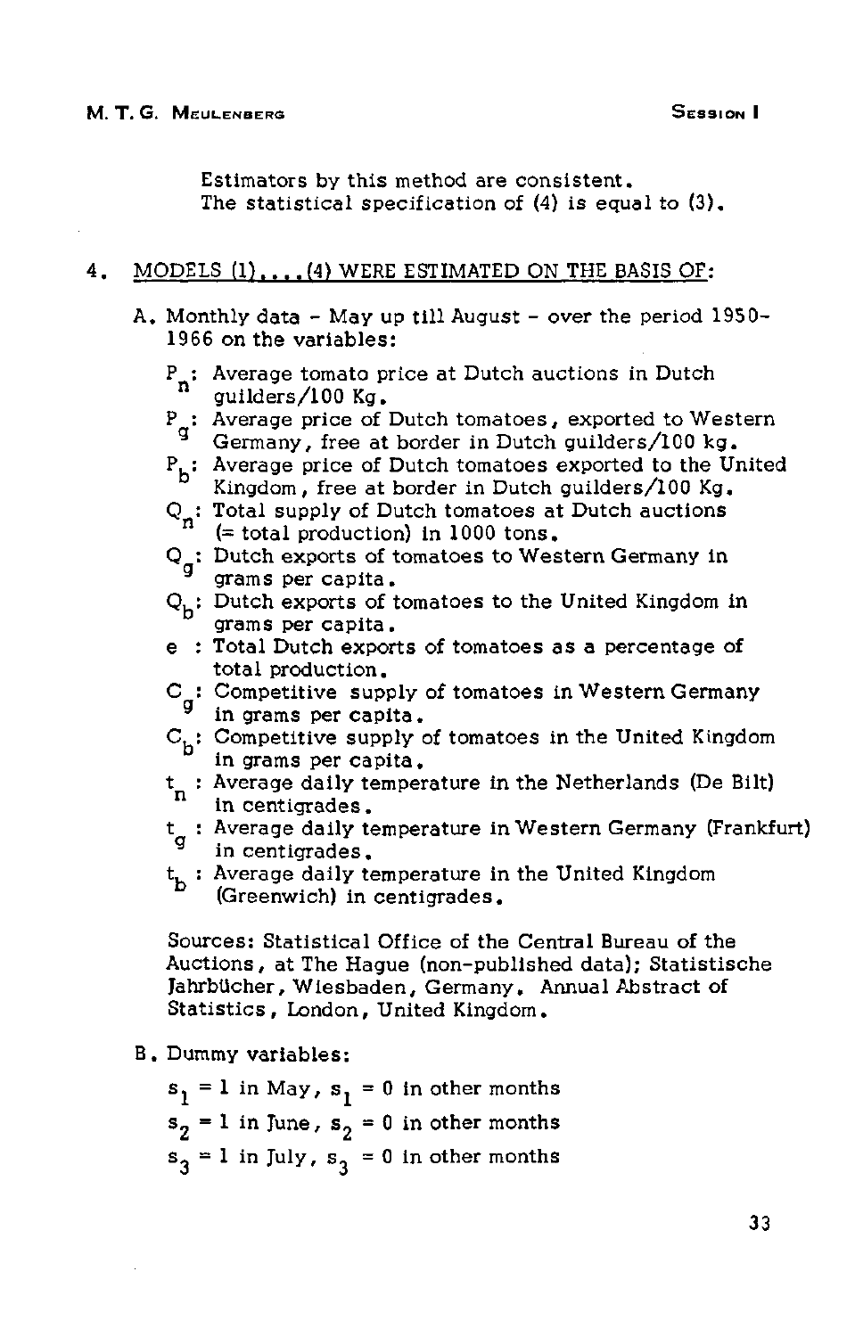Estimators by this method are consistent.
The statistical specification of (4) is equal to (3).

## 4. MODELS (1), . . . (4) WERE ESTIMATED ON THE BASIS OF:

A. Monthly data - May up till August - over the period 1950-1966 on the variables:

- $P_n$: Average tomato price at Dutch auctions in Dutch guilders/100 Kg.
- $P_g$: Average price of Dutch tomatoes, exported to Western Germany, free at border in Dutch guilders/100 kg.
- $P_b$: Average price of Dutch tomatoes exported to the United Kingdom, free at border in Dutch guilders/100 Kg.
- $Q_n$: Total supply of Dutch tomatoes at Dutch auctions (= total production) in 1000 tons.
- $Q_g$: Dutch exports of tomatoes to Western Germany in grams per capita.
- $Q_b$: Dutch exports of tomatoes to the United Kingdom in grams per capita.
- $e$ : Total Dutch exports of tomatoes as a percentage of total production.
- $C_g$: Competitive supply of tomatoes in Western Germany in grams per capita.
- $C_b$: Competitive supply of tomatoes in the United Kingdom in grams per capita.
- $t_n$ : Average daily temperature in the Netherlands (De Bilt) in centigrades.
- $t_g$ : Average daily temperature in Western Germany (Frankfurt) in centigrades.
- $t_b$ : Average daily temperature in the United Kingdom (Greenwich) in centigrades.

Sources: Statistical Office of the Central Bureau of the Auctions, at The Hague (non-published data); Statistische Jahrbücher, Wiesbaden, Germany. Annual Abstract of Statistics, London, United Kingdom.

B. Dummy variables:

$s_1 = 1$ in May, $s_1 = 0$ in other months

$s_2 = 1$ in June, $s_2 = 0$ in other months

$s_3 = 1$ in July, $s_3 = 0$ in other months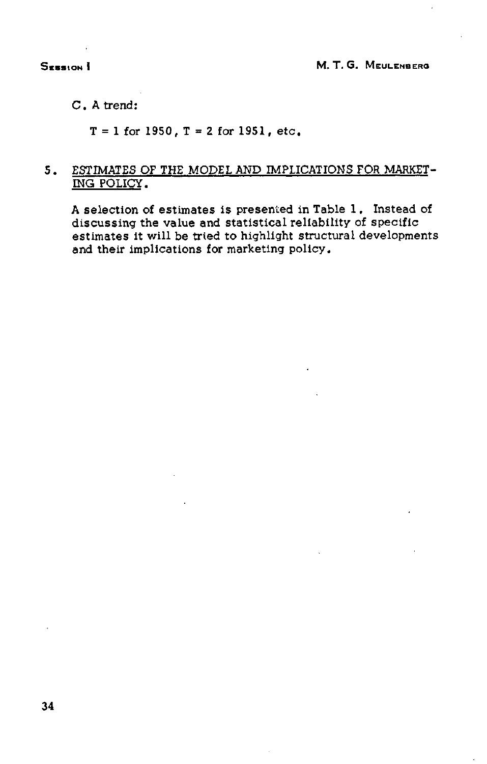C. A trend:

$T = 1$ for 1950, $T = 2$ for 1951, etc.

## 5. ESTIMATES OF THE MODEL AND IMPLICATIONS FOR MARKETING POLICY.

A selection of estimates is presented in Table 1. Instead of discussing the value and statistical reliability of specific estimates it will be tried to highlight structural developments and their implications for marketing policy.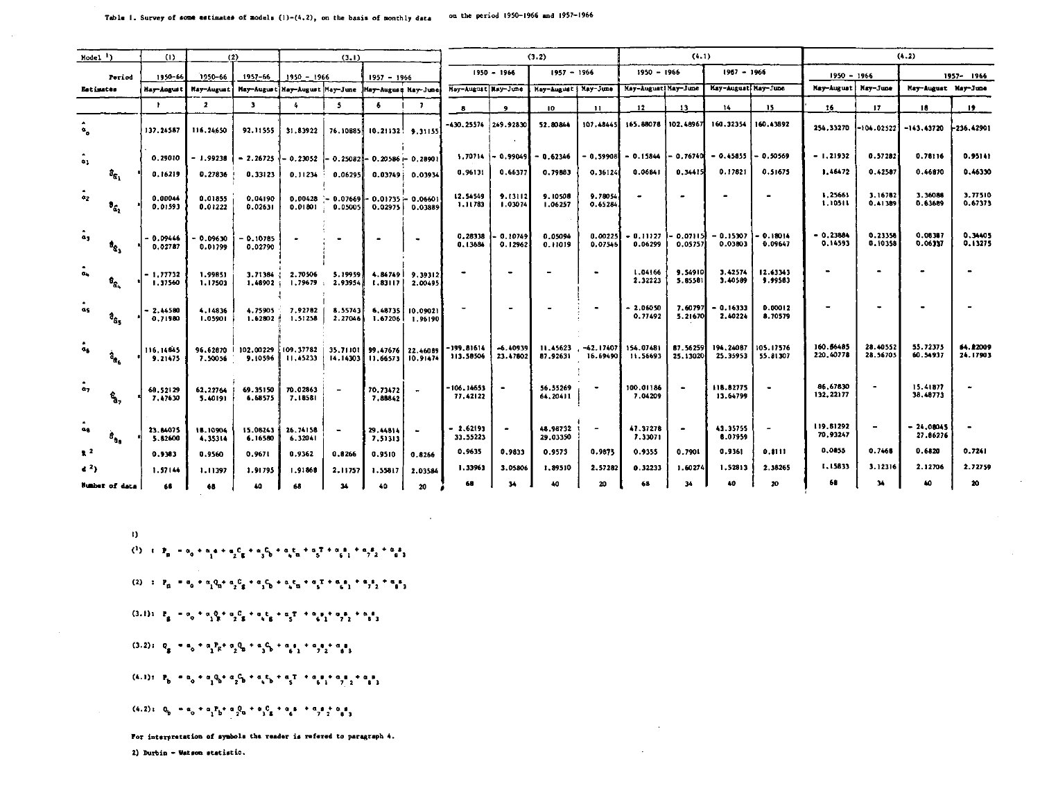Table 1. Survey of some estimates of models (1)-(4.2), on the basis of monthly data on the period 1950-1966 and 1957-1966

| Model [1] | | (1) | (2) | | (3.1) | | | | (3.2) | | | | (4.1) | | | | (4.2) | | | |
|---|---|---|---|---|---|---|---|---|---|---|---|---|---|---|---|---|---|---|---|---|
| Period | | 1950-66 | 1950-66 | 1957-66 | 1950 - 1966 | | 1957 - 1966 | | 1950 - 1966 | | 1957 - 1966 | | 1950 - 1966 | | 1957 - 1966 | | 1950 - 1966 | | 1957- 1966 | |
| Estimates | | May-August | May-August | May-August | May-August | May-June | May-August | May-June | May-August | May-June | May-August | May-June | May-August | May-June | May-August | May-June | May-August | May-June | May-August | May-June |
| | | 1 | 2 | 3 | 4 | 5 | 6 | 7 | 8 | 9 | 10 | 11 | 12 | 13 | 14 | 15 | 16 | 17 | 18 | 19 |
| $\hat{\alpha}_0$ | | 137.24587 | 116.24650 | 92.11555 | 31.83922 | 76.10885 | 10.21132 | 9.31155 | -430.25574 | 249.92830 | 52.80844 | 107.48445 | 165.88078 | 102.48967 | 160.32354 | 160.43892 | 254.33270 | -104.02522 | -143.43720 | -236.42901 |
| $\hat{\alpha}_1$ | | 0.29010 | - 1.99238 | - 2.26725 | - 0.23052 | - 0.25082 | - 0.20586 | - 0.28901 | 1.70714 | - 0.99049 | - 0.62346 | - 0.59908 | - 0.15844 | - 0.76740 | - 0.45855 | - 0.50569 | - 1.21932 | 0.57282 | 0.78116 | 0.95141 |
| | $\hat{\sigma}_{\hat{\alpha}_1}$ | 0.16219 | 0.27836 | 0.33123 | 0.11234 | 0.06295 | 0.03749 | 0.03934 | 0.96131 | 0.66377 | 0.79883 | 0.36124 | 0.06841 | 0.34415 | 0.17821 | 0.51675 | 1.46472 | 0.42587 | 0.46870 | 0.46330 |
| $\hat{\alpha}_2$ | | 0.00044 | 0.01855 | 0.04190 | 0.00428 | - 0.07669 | - 0.01735 | - 0.06601 | 12.54549 | 9.13112 | 9.10508 | 9.78054 | - | - | - | - | 1.25661 | 3.16782 | 3.36088 | 3.77510 |
| | $\hat{\sigma}_{\hat{\alpha}_2}$ | 0.01593 | 0.01222 | 0.02631 | 0.01801 | 0.05005 | 0.02975 | 0.03889 | 1.11783 | 1.03074 | 1.06257 | 0.65284 | | | | | 1.10511 | 0.41389 | 0.63689 | 0.67373 |
| $\hat{\alpha}_3$ | | - 0.09446 | - 0.09630 | - 0.10785 | - | - | - | - | 0.28338 | - 0.10749 | 0.05094 | 0.00225 | - 0.11127 | - 0.07115 | - 0.15307 | - 0.18014 | - 0.23884 | 0.23358 | 0.08387 | 0.34405 |
| | $\hat{\sigma}_{\hat{\alpha}_3}$ | 0.02787 | 0.01799 | 0.02790 | | | | | 0.13686 | 0.12962 | 0.11019 | 0.07546 | 0.06299 | 0.05757 | 0.03803 | 0.09647 | 0.14593 | 0.10358 | 0.06337 | 0.13275 |
| $\hat{\alpha}_4$ | | - 1.77732 | 1.99851 | 3.71384 | 2.70506 | 5.19959 | 4.84749 | 9.39312 | - | - | - | - | 1.04166 | 9.54910 | 3.42574 | 12.63343 | - | - | - | - |
| | $\hat{\sigma}_{\hat{\alpha}_4}$ | 1.37560 | 1.17503 | 1.48902 | 1.79679 | 2.93954 | 1.83117 | 2.00495 | | | | | 2.32223 | 5.85581 | 3.40589 | 9.99583 | | | | |
| $\hat{\alpha}_5$ | | - 2.44580 | 4.14836 | 4.75905 | 7.92782 | 8.55763 | 6.48735 | 10.09021 | - | - | - | - | - 2.06050 | 7.60797 | - 0.16333 | 0.00012 | - | - | - | - |
| | $\hat{\sigma}_{\hat{\alpha}_5}$ | 0.71980 | 1.05901 | 1.62802 | 1.51258 | 2.27046 | 1.67206 | 1.96190 | | | | | 0.77492 | 5.21670 | 2.40224 | 8.70579 | | | | |
| $\hat{\alpha}_6$ | | 116.14845 | 96.62870 | 102.00229 | 109.37782 | 35.71101 | 99.47676 | 22.46089 | -199.81614 | -6.40939 | 11.45623 | -42.17407 | 154.07481 | 87.56259 | 194.24087 | 105.17576 | 160.86485 | 28.40552 | 55.72375 | 64.82009 |
| | $\hat{\sigma}_{\hat{\alpha}_6}$ | 9.21475 | 7.50056 | 9.10596 | 11.45233 | 14.14303 | 11.66573 | 10.91474 | 113.58506 | 23.47802 | 87.92631 | 16.69490 | 11.56693 | 25.13020 | 25.35953 | 55.81307 | 220.40778 | 28.56705 | 60.54937 | 24.17903 |
| $\hat{\alpha}_7$ | | 68.52129 | 62.22764 | 69.35150 | 70.02863 | - | 70.73472 | - | -106.14653 | - | 56.55269 | - | 100.01186 | - | 118.82775 | - | 86.67830 | - | 15.41877 | - |
| | $\hat{\sigma}_{\hat{\alpha}_7}$ | 7.47630 | 5.40191 | 6.68575 | 7.18581 | | 7.88842 | | 77.42122 | | 64.20411 | | 7.04209 | | 13.64799 | | 132.22177 | | 38.48773 | |
| $\hat{\alpha}_8$ | | 23.84075 | 18.10904 | 15.08243 | 26.74158 | - | 29.44814 | - | - 2.62193 | - | 48.98732 | - | 47.37278 | - | 43.35755 | - | 119.81292 | - | - 24.08045 | - |
| | $\hat{\sigma}_{\hat{\alpha}_8}$ | 5.82600 | 4.35314 | 6.16580 | 6.32041 | | 7.51313 | | 33.55223 | | 29.03350 | | 7.33071 | | 8.07959 | | 70.93247 | | 27.86276 | |
| $R^2$ | | 0.9383 | 0.9560 | 0.9671 | 0.9362 | 0.8266 | 0.9510 | 0.8266 | 0.9635 | 0.9833 | 0.9573 | 0.9875 | 0.9355 | 0.7901 | 0.9361 | 0.8111 | 0.0855 | 0.7468 | 0.6820 | 0.7241 |
| d [2] | | 1.57144 | 1.11397 | 1.91795 | 1.91868 | 2.11757 | 1.55817 | 2.03584 | 1.33963 | 3.05806 | 1.89510 | 2.57282 | 0.32233 | 1.60274 | 1.52813 | 2.38265 | 1.15833 | 3.12316 | 2.12706 | 2.72759 |
| Number of data | | 68 | 68 | 40 | 68 | 34 | 40 | 20 | 68 | 34 | 40 | 20 | 68 | 34 | 40 | 20 | 68 | 34 | 40 | 20 |

1)

(1) : $P_a = \alpha_0 + \alpha_1 a + \alpha_2 C_g + \alpha_3 C_b + \alpha_4 t_a + \alpha_5 T + \alpha_6 s_1 + \alpha_7 s_2 + \alpha_8 s_3$

(2) : $P_a = \alpha_0 + \alpha_1 Q_a + \alpha_2 C_g + \alpha_3 C_b + \alpha_4 t_a + \alpha_5 T + \alpha_6 s_1 + \alpha_7 s_2 + \alpha_8 s_3$

(3.1): $P_g = \alpha_0 + \alpha_1 Q_g + \alpha_2 C_g + \alpha_4 t_g + \alpha_5 T + \alpha_6 s_1 + \alpha_7 s_2 + \alpha_8 s_3$

(3.2): $Q_g = \alpha_0 + \alpha_1 P_g + \alpha_2 C_g + \alpha_3 C_b + \alpha_6 s_1 + \alpha_7 s_2 + \alpha_8 s_3$

(4.1): $P_b = \alpha_0 + \alpha_1 Q_b + \alpha_2 C_b + \alpha_4 t_b + \alpha_5 T + \alpha_6 s_1 + \alpha_7 s_2 + \alpha_8 s_3$

(4.2): $Q_b = \alpha_0 + \alpha_1 P_b + \alpha_2 Q_a + \alpha_3 C_g + \alpha_6 s_1 + \alpha_7 s_2 + \alpha_8 s_3$

For interpretation of symbols the reader is refered to paragraph 4.

2) Durbin - Watson statistic.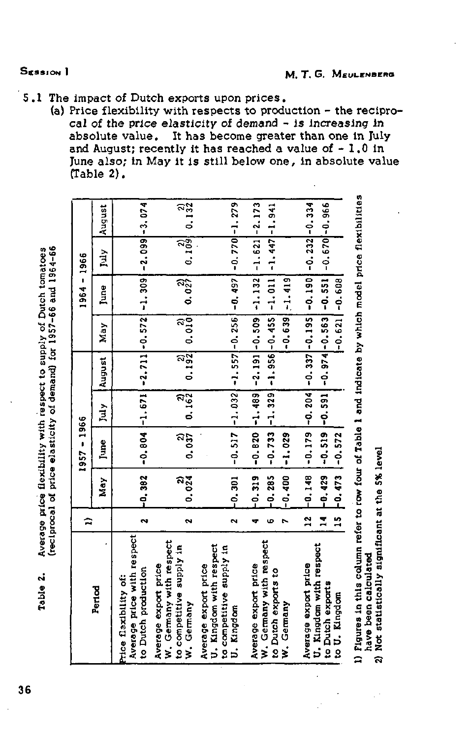5.1 The impact of Dutch exports upon prices.

(a) Price flexibility with respects to production - the reciprocal of the price elasticity of demand - is *increasing* in absolute value. It has become greater than one in July and August; recently it has reached a value of - 1.0 in June also; in May it is still below one, in absolute value (Table 2).

Table 2. Average price flexibility with respect to supply of Dutch tomatoes (reciprocal of price elasticity of demand) for 1957-66 and 1964-66

| Period | 1) | 1957 - 1966 | | | | 1964 - 1966 | | | |
|---|---|---|---|---|---|---|---|---|---|
| | | May | June | July | August | May | June | July | August |
| Price flexibility of: Average price with respect to Dutch production | 2 | -0.382 | -0.804 | -1.671 | -2.711 | -0.572 | -1.309 | -2.099 | -3.074 |
| Average export price W. Germany with respect to competitive supply in W. Germany | 2 | 0.024 2) | 0.037 2) | 0.162 2) | 0.192 2) | 0.010 2) | 0.027 2) | 0.109 2) | 0.132 2) |
| Average export price U. Kingdom with respect to competitive supply in U. Kingdom | 2 | -0.301 | -0.517 | -1.032 | -1.557 | -0.256 | -0.497 | -0.770 | -1.279 |
| Average export price W. Germany with respect to Dutch exports to W. Germany | 4 | -0.319 | -0.820 | -1.489 | -2.191 | -0.509 | -1.132 | -1.621 | -2.173 |
| | 6 | -0.285 | -0.733 | -1.329 | -1.956 | -0.455 | -1.011 | -1.447 | -1.941 |
| | 7 | -0.400 | -1.029 | | | -0.639 | -1.419 | | |
| Average export price U. Kingdom with respect to Dutch exports to U. Kingdom | 12 | -0.148 | -0.179 | -0.204 | -0.337 | -0.195 | -0.190 | -0.232 | -0.334 |
| | 14 | -0.429 | -0.519 | -0.591 | -0.974 | -0.563 | -0.551 | -0.670 | -0.966 |
| | 15 | -0.473 | -0.572 | | | -0.621 | -0.608 | | |

1) Figures in this column refer to row four of Table 1 and indicate by which model price flexibilities have been calculated

2) Not statistically significant at the 5% level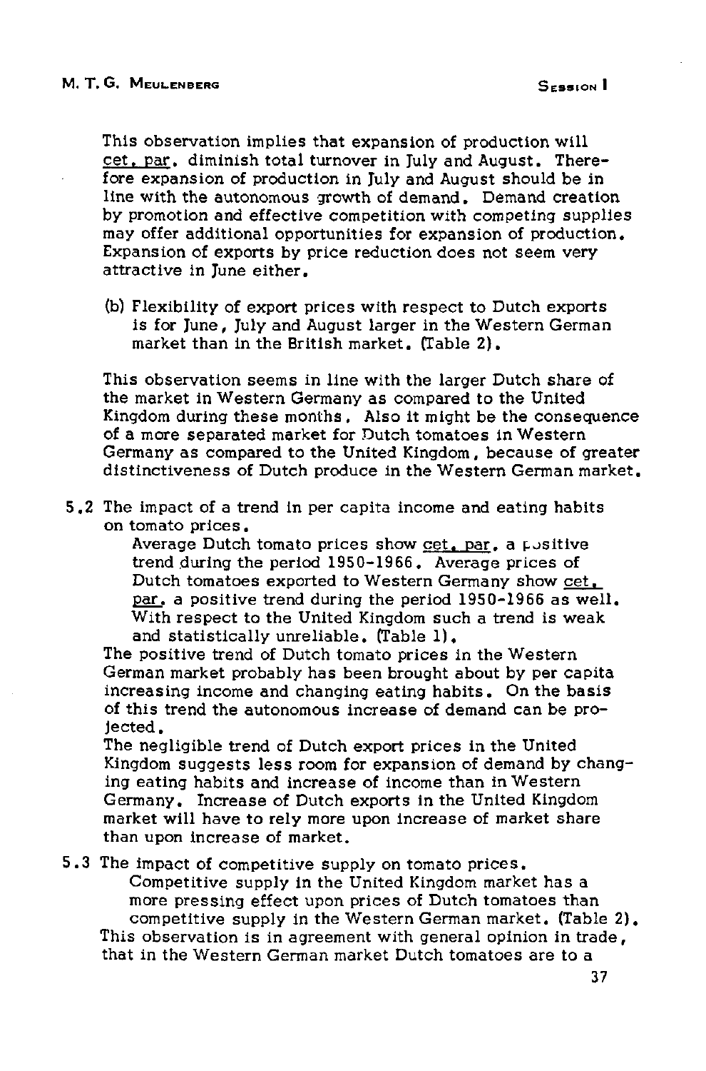This observation implies that expansion of production will cet. par. diminish total turnover in July and August. Therefore expansion of production in July and August should be in line with the autonomous growth of demand. Demand creation by promotion and effective competition with competing supplies may offer additional opportunities for expansion of production. Expansion of exports by price reduction does not seem very attractive in June either.

(b) Flexibility of export prices with respect to Dutch exports is for June, July and August larger in the Western German market than in the British market. (Table 2).

This observation seems in line with the larger Dutch share of the market in Western Germany as compared to the United Kingdom during these months. Also it might be the consequence of a more separated market for Dutch tomatoes in Western Germany as compared to the United Kingdom, because of greater distinctiveness of Dutch produce in the Western German market.

5.2 The impact of a trend in per capita income and eating habits on tomato prices.

Average Dutch tomato prices show cet. par. a positive trend during the period 1950-1966. Average prices of Dutch tomatoes exported to Western Germany show cet. par. a positive trend during the period 1950-1966 as well. With respect to the United Kingdom such a trend is weak and statistically unreliable. (Table 1).

The positive trend of Dutch tomato prices in the Western German market probably has been brought about by per capita increasing income and changing eating habits. On the basis of this trend the autonomous increase of demand can be projected.

The negligible trend of Dutch export prices in the United Kingdom suggests less room for expansion of demand by changing eating habits and increase of income than in Western Germany. Increase of Dutch exports in the United Kingdom market will have to rely more upon increase of market share than upon increase of market.

5.3 The impact of competitive supply on tomato prices.

Competitive supply in the United Kingdom market has a more pressing effect upon prices of Dutch tomatoes than competitive supply in the Western German market. (Table 2).

This observation is in agreement with general opinion in trade, that in the Western German market Dutch tomatoes are to a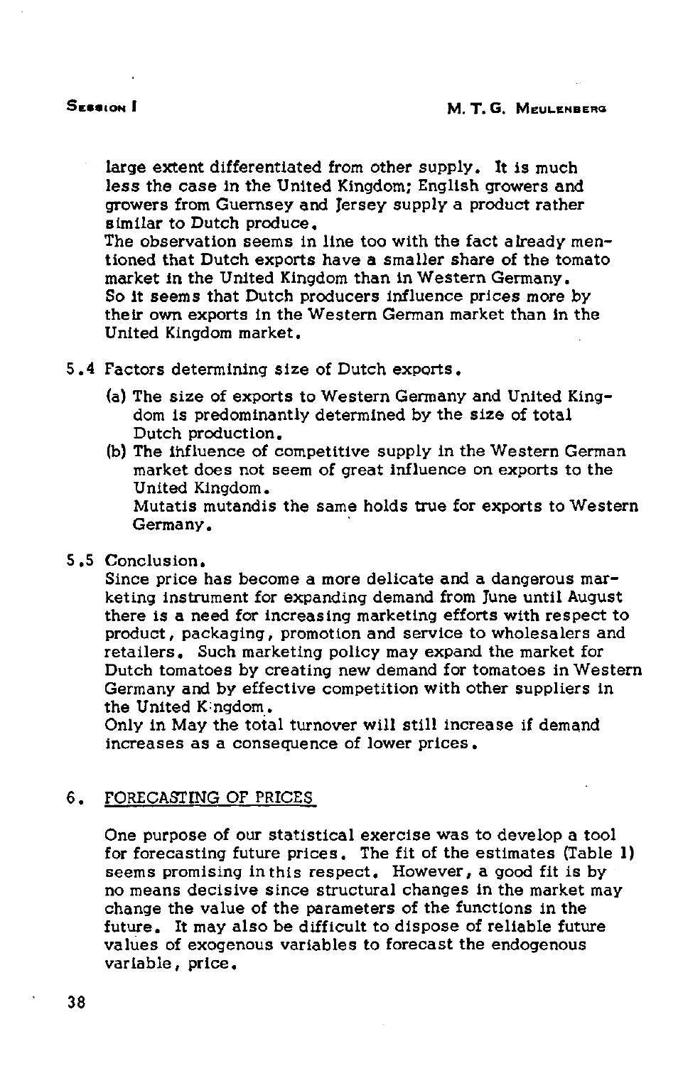large extent differentiated from other supply. It is much less the case in the United Kingdom; English growers and growers from Guernsey and Jersey supply a product rather similar to Dutch produce.
The observation seems in line too with the fact already mentioned that Dutch exports have a smaller share of the tomato market in the United Kingdom than in Western Germany.
So it seems that Dutch producers influence prices more by their own exports in the Western German market than in the United Kingdom market.

5.4 Factors determining size of Dutch exports.

(a) The size of exports to Western Germany and United Kingdom is predominantly determined by the size of total Dutch production.

(b) The influence of competitive supply in the Western German market does not seem of great influence on exports to the United Kingdom.
Mutatis mutandis the same holds true for exports to Western Germany.

5.5 Conclusion.

Since price has become a more delicate and a dangerous marketing instrument for expanding demand from June until August there is a need for increasing marketing efforts with respect to product, packaging, promotion and service to wholesalers and retailers. Such marketing policy may expand the market for Dutch tomatoes by creating new demand for tomatoes in Western Germany and by effective competition with other suppliers in the United Kingdom.
Only in May the total turnover will still increase if demand increases as a consequence of lower prices.

## 6. FORECASTING OF PRICES

One purpose of our statistical exercise was to develop a tool for forecasting future prices. The fit of the estimates (Table 1) seems promising in this respect. However, a good fit is by no means decisive since structural changes in the market may change the value of the parameters of the functions in the future. It may also be difficult to dispose of reliable future values of exogenous variables to forecast the endogenous variable, price.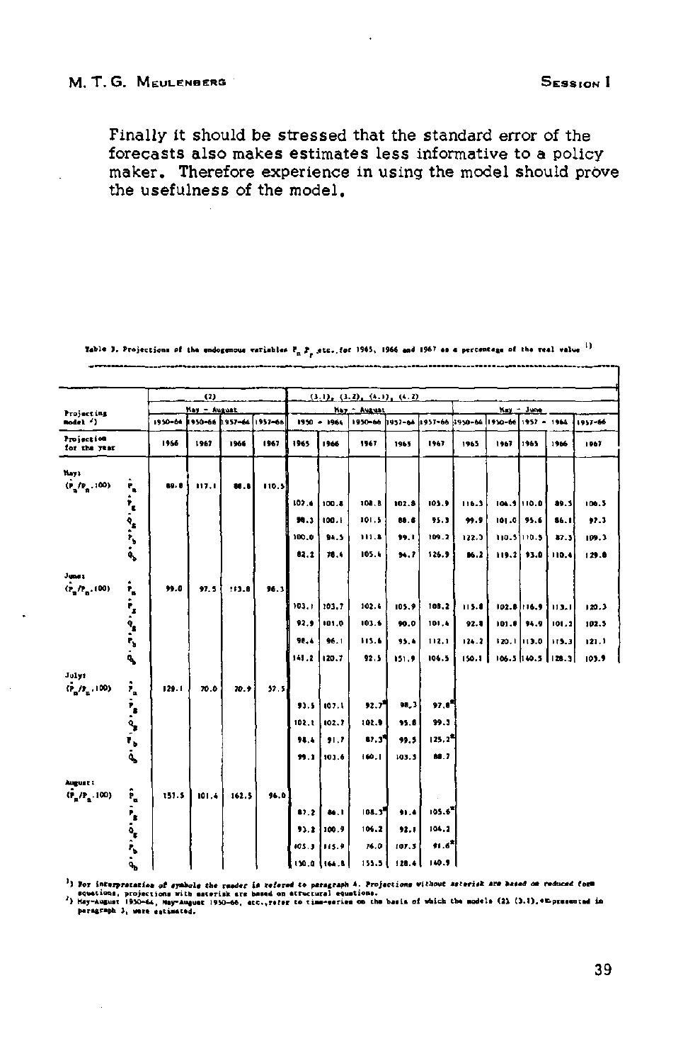Finally it should be stressed that the standard error of the forecasts also makes estimates less informative to a policy maker. Therefore experience in using the model should prove the usefulness of the model.

Table 3. Projections of the endogenous variables $P_n$ $P_r$ etc. for 1965, 1966 and 1967 as a percentage of the real value [1])

| Projecting model [2]) | | (2) | | | | (3.1), (3.2), (4.1), (4.2) | | | | | | | | | |
|---|---|---|---|---|---|---|---|---|---|---|---|---|---|---|---|
| | | May - August | | | | May - August | | | | | May - June | | | | |
| | | 1950-64 | 1950-66 | 1957-66 | 1957-66 | 1950 - 1964 | | 1950-66 | 1957-64 | 1957-66 | 1950-64 | 1950-66 | 1957 - 1964 | | 1957-66 |
| Projection for the year | | 1966 | 1967 | 1966 | 1967 | 1965 | 1966 | 1967 | 1965 | 1967 | 1965 | 1967 | 1965 | 1966 | 1967 |
| May: ($\hat{P}_n/P_n$.100) | $\hat{P}_n$ | 89.8 | 117.1 | 88.8 | 110.5 | | | | | | | | | | |
| | $\hat{P}_g$ | | | | | 102.6 | 100.8 | 108.8 | 102.8 | 105.9 | 116.3 | 106.9 | 110.0 | 89.5 | 106.5 |
| | $\hat{Q}_g$ | | | | | 98.3 | 100.1 | 101.5 | 88.8 | 95.3 | 99.9 | 101.0 | 95.6 | 86.1 | 97.3 |
| | $\hat{P}_b$ | | | | | 100.0 | 94.5 | 111.8 | 99.1 | 109.2 | 122.3 | 110.5 | 110.5 | 87.3 | 109.3 |
| | $\hat{Q}_b$ | | | | | 82.2 | 78.4 | 105.4 | 94.7 | 126.9 | 86.2 | 119.2 | 93.0 | 110.4 | 129.8 |
| June: ($\hat{P}_n/P_n$.100) | $\hat{P}_n$ | 99.0 | 97.5 | 113.8 | 96.3 | | | | | | | | | | |
| | $\hat{P}_g$ | | | | | 103.1 | 103.7 | 102.6 | 105.9 | 108.2 | 115.8 | 102.8 | 116.9 | 113.1 | 120.3 |
| | $\hat{Q}_g$ | | | | | 92.9 | 101.0 | 103.6 | 90.0 | 101.6 | 92.8 | 101.8 | 94.9 | 101.2 | 102.5 |
| | $\hat{P}_b$ | | | | | 98.4 | 96.1 | 115.6 | 95.6 | 112.1 | 124.2 | 120.1 | 113.0 | 115.3 | 121.1 |
| | $\hat{Q}_b$ | | | | | 141.2 | 120.7 | 92.5 | 151.9 | 106.5 | 150.1 | 106.5 | 140.5 | 128.3 | 105.9 |
| July: ($\hat{P}_n/P_n$.100) | $\hat{P}_n$ | 129.1 | 70.0 | 20.9 | 57.5 | | | | | | | | | | |
| | $\hat{P}_g$ | | | | | 93.5 | 107.1 | 92.7* | 98.3 | 97.8* | | | | | |
| | $\hat{Q}_g$ | | | | | 102.1 | 102.7 | 102.9 | 95.8 | 99.3 | | | | | |
| | $\hat{P}_b$ | | | | | 98.4 | 91.7 | 87.3* | 99.5 | 125.2* | | | | | |
| | $\hat{Q}_b$ | | | | | 99.3 | 103.6 | 160.1 | 103.3 | 88.7 | | | | | |
| August: ($\hat{P}_n/P_n$.100) | $\hat{P}_n$ | 151.5 | 101.4 | 162.5 | 96.0 | | | | | | | | | | |
| | $\hat{P}_g$ | | | | | 87.2 | 86.1 | 108.3* | 91.4 | 105.6* | | | | | |
| | $\hat{Q}_g$ | | | | | 93.2 | 100.9 | 106.2 | 92.1 | 104.2 | | | | | |
| | $\hat{P}_b$ | | | | | 105.3 | 115.9 | 76.0 | 107.3 | 91.6* | | | | | |
| | $\hat{Q}_b$ | | | | | 130.0 | 164.8 | 155.5 | 128.4 | 140.9 | | | | | |

[1]) For interpretation of symbols the reader is referred to paragraph 4. Projections without asterisk are based on reduced form equations, projections with asterisk are based on structural equations.

[2]) May-August 1950-64, May-August 1950-66, etc., refer to time-series on the basis of which the models (2), (3.1), etc. presented in paragraph 3, were estimated.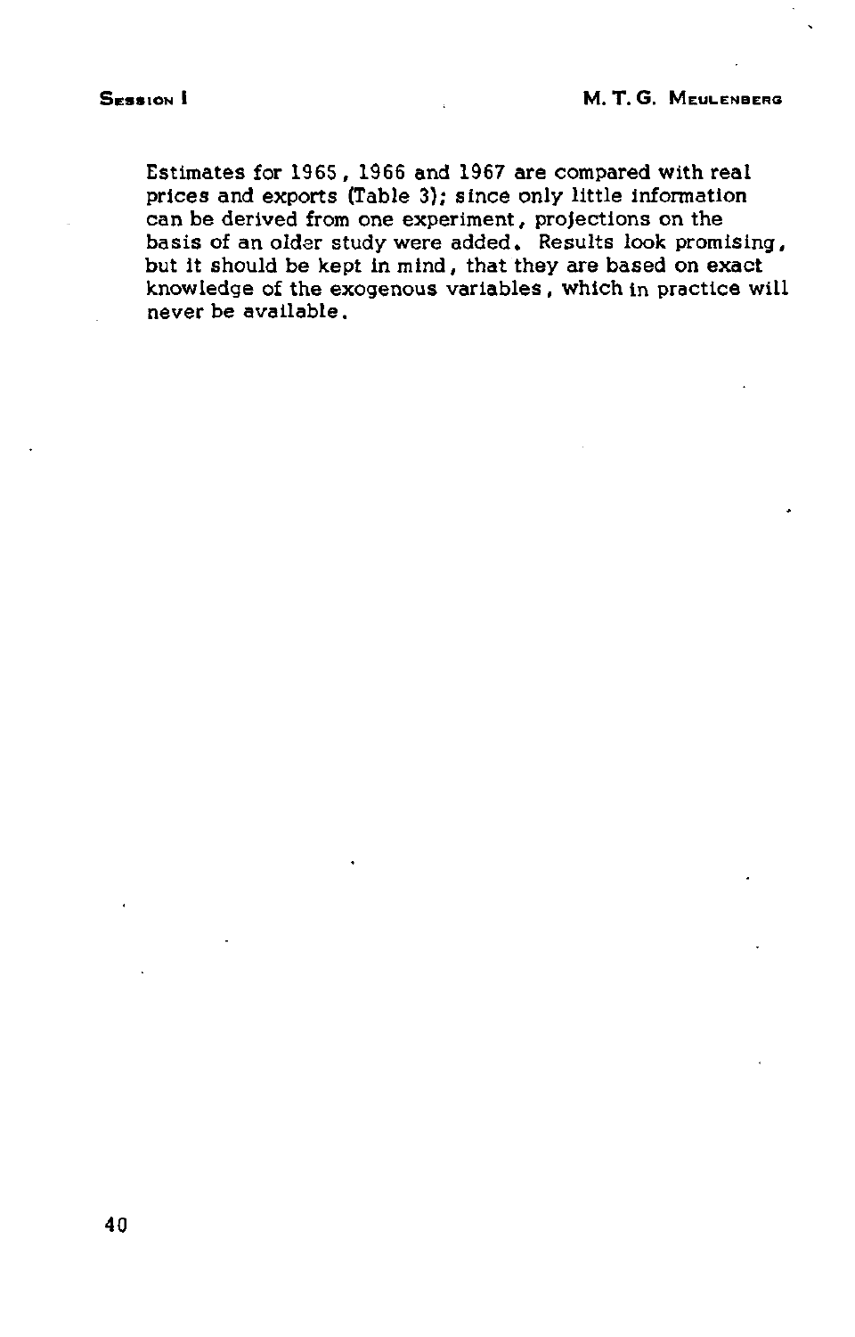Estimates for 1965, 1966 and 1967 are compared with real prices and exports (Table 3); since only little information can be derived from one experiment, projections on the basis of an older study were added. Results look promising, but it should be kept in mind, that they are based on exact knowledge of the exogenous variables, which in practice will never be available.